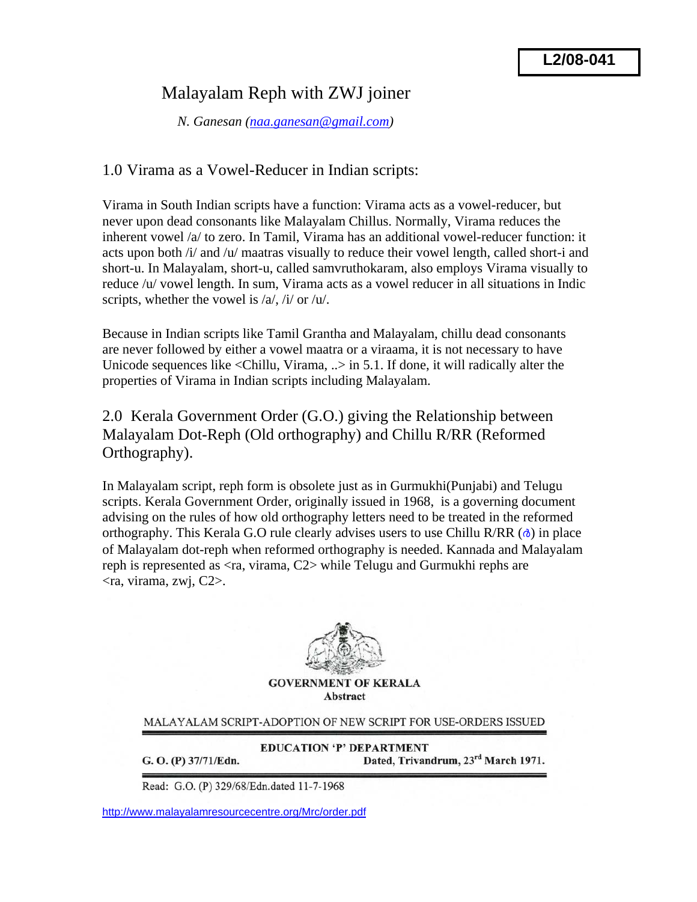L2/08-041

# Malayalam Reph with ZWJ joiner

*N. Ganesan (naa.ganesan@gmail.com)*

## 1.0 Virama as a Vowel-Reducer in Indian scripts:

Virama in South Indian scripts have a function: Virama acts as a vowel-reducer, but never upon dead consonants like Malayalam Chillus. Normally, Virama reduces the inherent vowel /a/ to zero. In Tamil, Virama has an additional vowel-reducer function: it acts upon both /i/ and /u/ maatras visually to reduce their vowel length, called short-i and short-u. In Malayalam, short-u, called samvruthokaram, also employs Virama visually to reduce /u/ vowel length. In sum, Virama acts as a vowel reducer in all situations in Indic scripts, whether the vowel is /a/, /i/ or /u/.

Because in Indian scripts like Tamil Grantha and Malayalam, chillu dead consonants are never followed by either a vowel maatra or a viraama, it is not necessary to have Unicode sequences like <Chillu, Virama, ..> in 5.1. If done, it will radically alter the properties of Virama in Indian scripts including Malayalam.

## 2.0 Kerala Government Order (G.O.) giving the Relationship between Malayalam Dot-Reph (Old orthography) and Chillu R/RR (Reformed Orthography).

In Malayalam script, reph form is obsolete just as in Gurmukhi(Punjabi) and Telugu scripts. Kerala Government Order, originally issued in 1968, is a governing document advising on the rules of how old orthography letters need to be treated in the reformed orthography. This Kerala G.O rule clearly advises users to use Chillu R/RR (ർ) in place of Malayalam dot-reph when reformed orthography is needed. Kannada and Malayalam reph is represented as <ra, virama, C2> while Telugu and Gurmukhi rephs are <ra, virama, zwj, C2>.

**GOVERNMENT OF KERALA**
**Abstract**

MALAYALAM SCRIPT-ADOPTION OF NEW SCRIPT FOR USE-ORDERS ISSUED

**EDUCATION 'P' DEPARTMENT**

**G. O. (P) 37/71/Edn.** **Dated, Trivandrum, 23rd March 1971.**

Read: G.O. (P) 329/68/Edn.dated 11-7-1968

http://www.malayalamresourcecentre.org/Mrc/order.pdf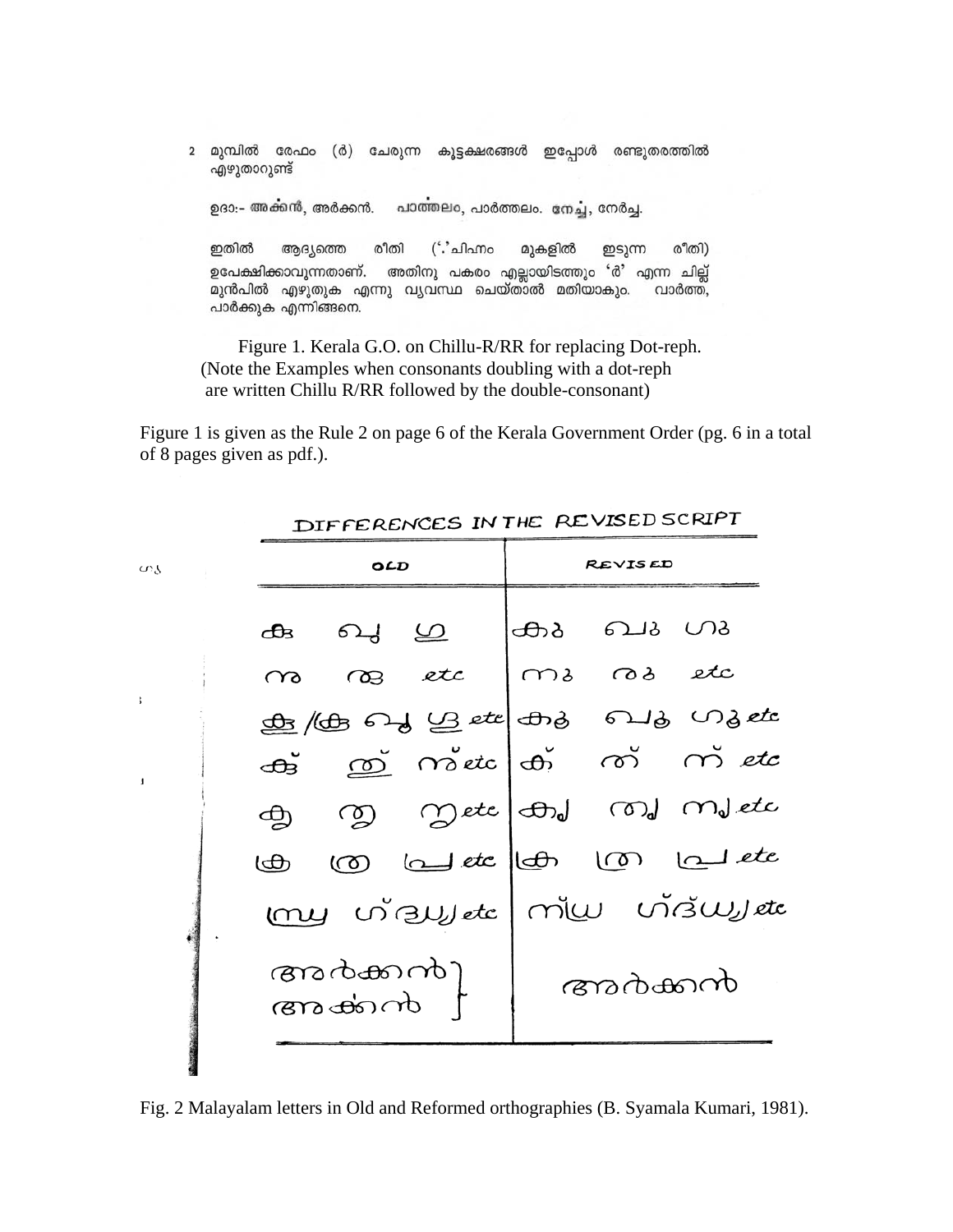2 മുമ്പിൽ രേഫം (ർ) ചേരുന്ന കൂട്ടക്ഷരങ്ങൾ ഇപ്പോൾ രണ്ടുതരത്തിൽ എഴുതാറുണ്ട്

ഉദാ:- അൎക്കൻ, അർക്കൻ. പാൎത്തലം, പാർത്തലം. നേൎച്ച, നേർച്ച.

ഇതിൽ ആദ്യത്തെ രീതി ('.'ചിഹ്നം മുകളിൽ ഇടുന്ന രീതി) ഉപേക്ഷിക്കാവുന്നതാണ്. അതിനു പകരം എല്ലായിടത്തും 'ർ' എന്ന ചില്ല് മുൻപിൽ എഴുതുക എന്നു വ്യവസ്ഥ ചെയ്താൽ മതിയാകും. വാർത്ത, പാർക്കുക എന്നിങ്ങനെ.

Figure 1. Kerala G.O. on Chillu-R/RR for replacing Dot-reph.
(Note the Examples when consonants doubling with a dot-reph are written Chillu R/RR followed by the double-consonant)

Figure 1 is given as the Rule 2 on page 6 of the Kerala Government Order (pg. 6 in a total of 8 pages given as pdf.).

DIFFERENCES IN THE REVISED SCRIPT

| OLD | REVISED |
|---|---|
| കു ചു ശു | കു ചു ശു |
| നു രു etc | നു രു etc |
| കൂ / കൂ ചൂ ശൂ etc | കൂ ചൂ ശൂ etc |
| ക് ത് ന് etc | ക് ത് ന് etc |
| ക്ര ത്ര ന്ര etc | ക്ര ത്ര ന്ര etc |
| ക്ര ത്ര പ്ര etc | ക്ര ത്ര പ്ര etc |
| ന്ധ്യ സ്ഥ്യ etc | ന്ധ്യ സ്ഥ്യ etc |
| അർക്കൻ / അൎക്കൻ | അർക്കൻ |

Fig. 2 Malayalam letters in Old and Reformed orthographies (B. Syamala Kumari, 1981).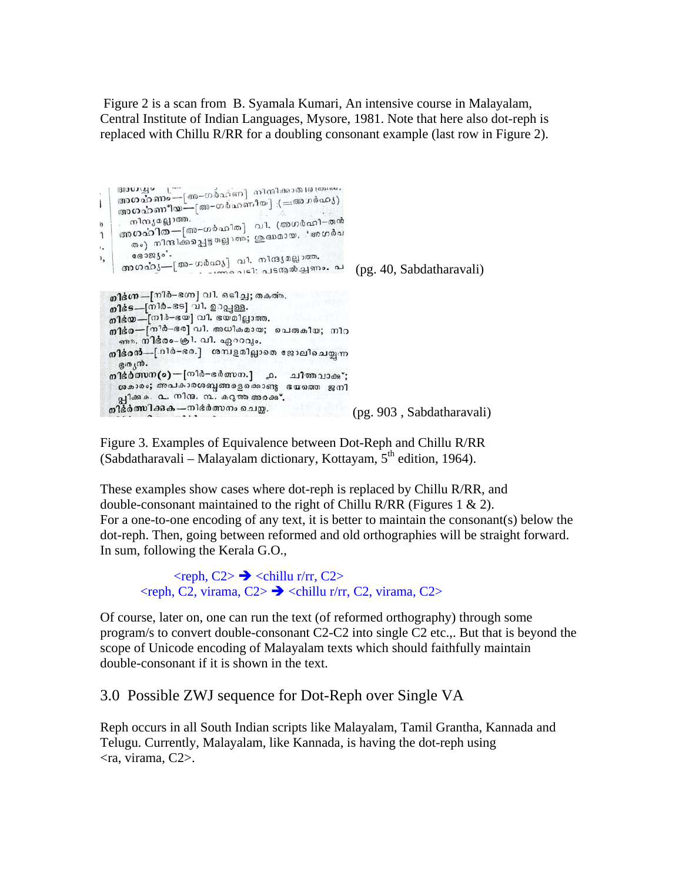Figure 2 is a scan from B. Syamala Kumari, An intensive course in Malayalam, Central Institute of Indian Languages, Mysore, 1981. Note that here also dot-reph is replaced with Chillu R/RR for a doubling consonant example (last row in Figure 2).

(pg. 40, Sabdatharavali)

(pg. 903 , Sabdatharavali)

Figure 3. Examples of Equivalence between Dot-Reph and Chillu R/RR (Sabdatharavali – Malayalam dictionary, Kottayam, 5th edition, 1964).

These examples show cases where dot-reph is replaced by Chillu R/RR, and double-consonant maintained to the right of Chillu R/RR (Figures 1 & 2). For a one-to-one encoding of any text, it is better to maintain the consonant(s) below the dot-reph. Then, going between reformed and old orthographies will be straight forward. In sum, following the Kerala G.O.,

<reph, C2> ➔ <chillu r/rr, C2>
<reph, C2, virama, C2> ➔ <chillu r/rr, C2, virama, C2>

Of course, later on, one can run the text (of reformed orthography) through some program/s to convert double-consonant C2-C2 into single C2 etc.,. But that is beyond the scope of Unicode encoding of Malayalam texts which should faithfully maintain double-consonant if it is shown in the text.

## 3.0 Possible ZWJ sequence for Dot-Reph over Single VA

Reph occurs in all South Indian scripts like Malayalam, Tamil Grantha, Kannada and Telugu. Currently, Malayalam, like Kannada, is having the dot-reph using <ra, virama, C2>.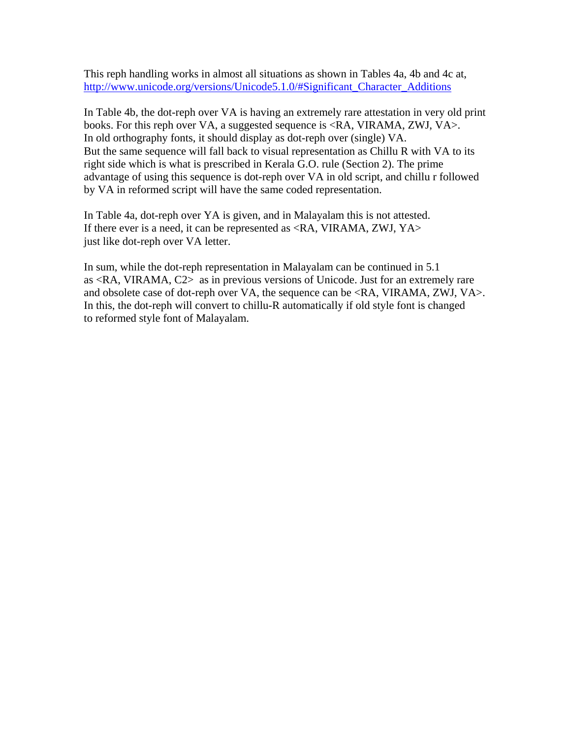This reph handling works in almost all situations as shown in Tables 4a, 4b and 4c at, [http://www.unicode.org/versions/Unicode5.1.0/#Significant_Character_Additions](http://www.unicode.org/versions/Unicode5.1.0/#Significant_Character_Additions)

In Table 4b, the dot-reph over VA is having an extremely rare attestation in very old print books. For this reph over VA, a suggested sequence is <RA, VIRAMA, ZWJ, VA>. In old orthography fonts, it should display as dot-reph over (single) VA. But the same sequence will fall back to visual representation as Chillu R with VA to its right side which is what is prescribed in Kerala G.O. rule (Section 2). The prime advantage of using this sequence is dot-reph over VA in old script, and chillu r followed by VA in reformed script will have the same coded representation.

In Table 4a, dot-reph over YA is given, and in Malayalam this is not attested. If there ever is a need, it can be represented as <RA, VIRAMA, ZWJ, YA> just like dot-reph over VA letter.

In sum, while the dot-reph representation in Malayalam can be continued in 5.1 as <RA, VIRAMA, C2> as in previous versions of Unicode. Just for an extremely rare and obsolete case of dot-reph over VA, the sequence can be <RA, VIRAMA, ZWJ, VA>. In this, the dot-reph will convert to chillu-R automatically if old style font is changed to reformed style font of Malayalam.